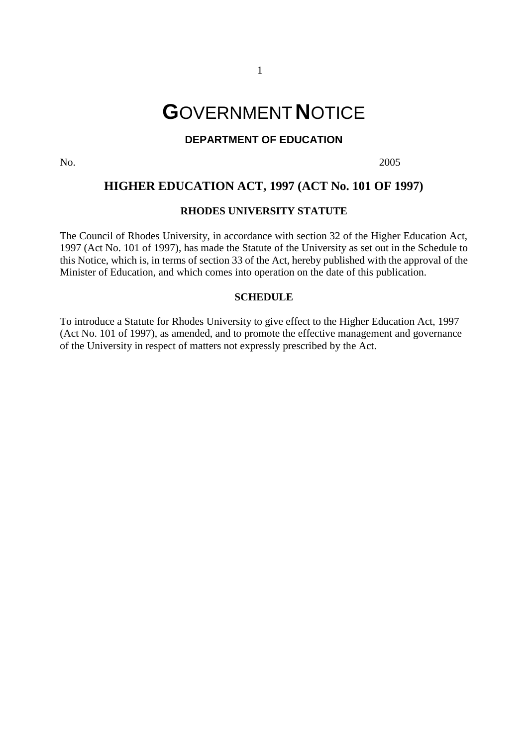# GOVERNMENT NOTICE

## DEPARTMENT OF EDUCATION

No. 2005

## HIGHER EDUCATION ACT, 1997 (ACT No. 101 OF 1997)

### RHODES UNIVERSITY STATUTE

The Council of Rhodes University, in accordance with section 32 of the Higher Education Act, 1997 (Act No. 101 of 1997), has made the Statute of the University as set out in the Schedule to this Notice, which is, in terms of section 33 of the Act, hereby published with the approval of the Minister of Education, and which comes into operation on the date of this publication.

### SCHEDULE

To introduce a Statute for Rhodes University to give effect to the Higher Education Act, 1997 (Act No. 101 of 1997), as amended, and to promote the effective management and governance of the University in respect of matters not expressly prescribed by the Act.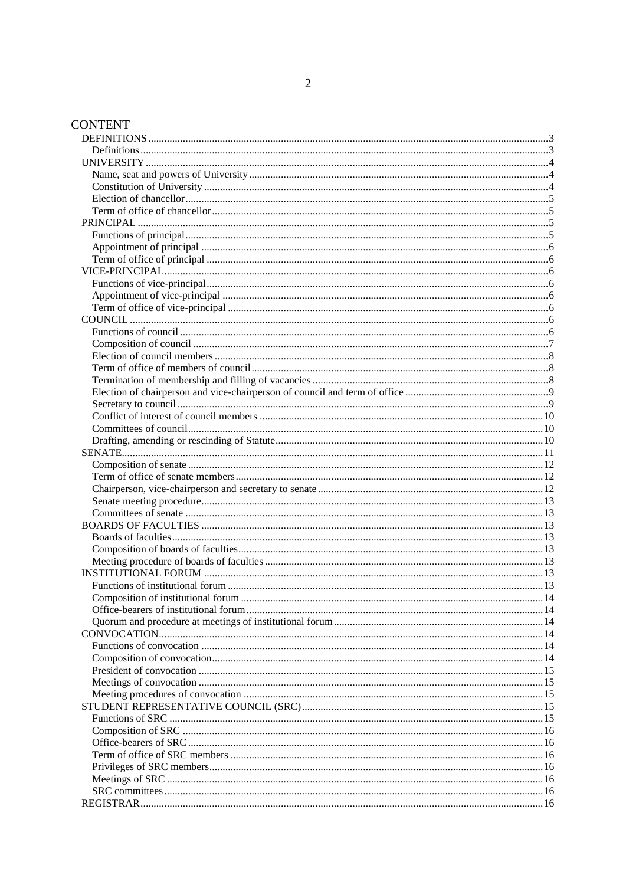# CONTENT

- DEFINITIONS 3
  - Definitions 3
- UNIVERSITY 4
  - Name, seat and powers of University 4
  - Constitution of University 4
  - Election of chancellor 5
  - Term of office of chancellor 5
- PRINCIPAL 5
  - Functions of principal 5
  - Appointment of principal 6
  - Term of office of principal 6
- VICE-PRINCIPAL 6
  - Functions of vice-principal 6
  - Appointment of vice-principal 6
  - Term of office of vice-principal 6
- COUNCIL 6
  - Functions of council 6
  - Composition of council 7
  - Election of council members 8
  - Term of office of members of council 8
  - Termination of membership and filling of vacancies 8
  - Election of chairperson and vice-chairperson of council and term of office 9
  - Secretary to council 9
  - Conflict of interest of council members 10
  - Committees of council 10
  - Drafting, amending or rescinding of Statute 10
- SENATE 11
  - Composition of senate 12
  - Term of office of senate members 12
  - Chairperson, vice-chairperson and secretary to senate 12
  - Senate meeting procedure 13
  - Committees of senate 13
- BOARDS OF FACULTIES 13
  - Boards of faculties 13
  - Composition of boards of faculties 13
  - Meeting procedure of boards of faculties 13
- INSTITUTIONAL FORUM 13
  - Functions of institutional forum 13
  - Composition of institutional forum 14
  - Office-bearers of institutional forum 14
  - Quorum and procedure at meetings of institutional forum 14
- CONVOCATION 14
  - Functions of convocation 14
  - Composition of convocation 14
  - President of convocation 15
  - Meetings of convocation 15
  - Meeting procedures of convocation 15
- STUDENT REPRESENTATIVE COUNCIL (SRC) 15
  - Functions of SRC 15
  - Composition of SRC 16
  - Office-bearers of SRC 16
  - Term of office of SRC members 16
  - Privileges of SRC members 16
  - Meetings of SRC 16
  - SRC committees 16
- REGISTRAR 16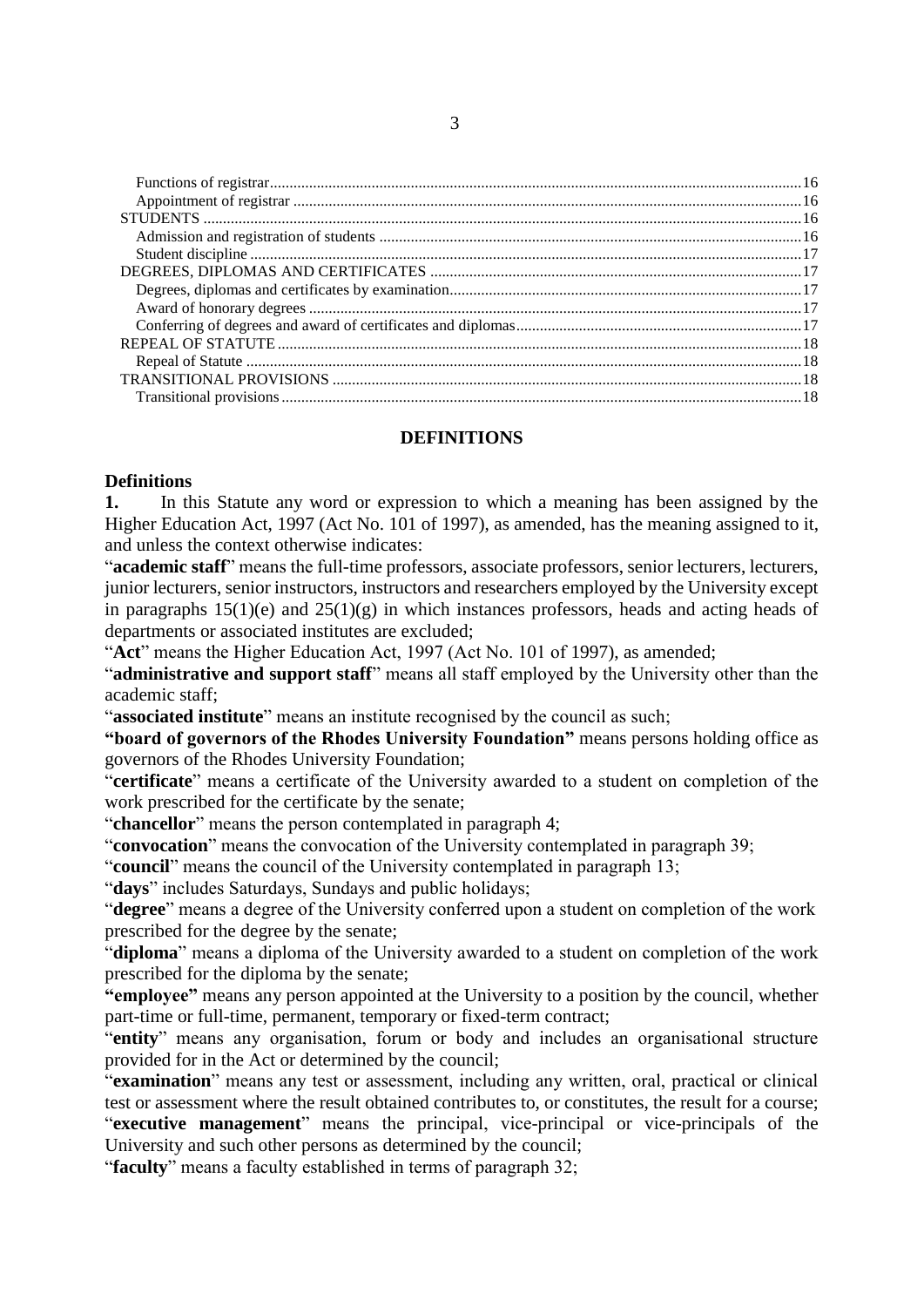Functions of registrar ... 16
Appointment of registrar ... 16
STUDENTS ... 16
Admission and registration of students ... 16
Student discipline ... 17
DEGREES, DIPLOMAS AND CERTIFICATES ... 17
Degrees, diplomas and certificates by examination ... 17
Award of honorary degrees ... 17
Conferring of degrees and award of certificates and diplomas ... 17
REPEAL OF STATUTE ... 18
Repeal of Statute ... 18
TRANSITIONAL PROVISIONS ... 18
Transitional provisions ... 18

## DEFINITIONS

### Definitions

**1.** In this Statute any word or expression to which a meaning has been assigned by the Higher Education Act, 1997 (Act No. 101 of 1997), as amended, has the meaning assigned to it, and unless the context otherwise indicates:

"**academic staff**" means the full-time professors, associate professors, senior lecturers, lecturers, junior lecturers, senior instructors, instructors and researchers employed by the University except in paragraphs 15(1)(e) and 25(1)(g) in which instances professors, heads and acting heads of departments or associated institutes are excluded;

"**Act**" means the Higher Education Act, 1997 (Act No. 101 of 1997), as amended;

"**administrative and support staff**" means all staff employed by the University other than the academic staff;

"**associated institute**" means an institute recognised by the council as such;

**"board of governors of the Rhodes University Foundation"** means persons holding office as governors of the Rhodes University Foundation;

"**certificate**" means a certificate of the University awarded to a student on completion of the work prescribed for the certificate by the senate;

"**chancellor**" means the person contemplated in paragraph 4;

"**convocation**" means the convocation of the University contemplated in paragraph 39;

"**council**" means the council of the University contemplated in paragraph 13;

"**days**" includes Saturdays, Sundays and public holidays;

"**degree**" means a degree of the University conferred upon a student on completion of the work prescribed for the degree by the senate;

"**diploma**" means a diploma of the University awarded to a student on completion of the work prescribed for the diploma by the senate;

**"employee"** means any person appointed at the University to a position by the council, whether part-time or full-time, permanent, temporary or fixed-term contract;

"**entity**" means any organisation, forum or body and includes an organisational structure provided for in the Act or determined by the council;

"**examination**" means any test or assessment, including any written, oral, practical or clinical test or assessment where the result obtained contributes to, or constitutes, the result for a course;

"**executive management**" means the principal, vice-principal or vice-principals of the University and such other persons as determined by the council;

"**faculty**" means a faculty established in terms of paragraph 32;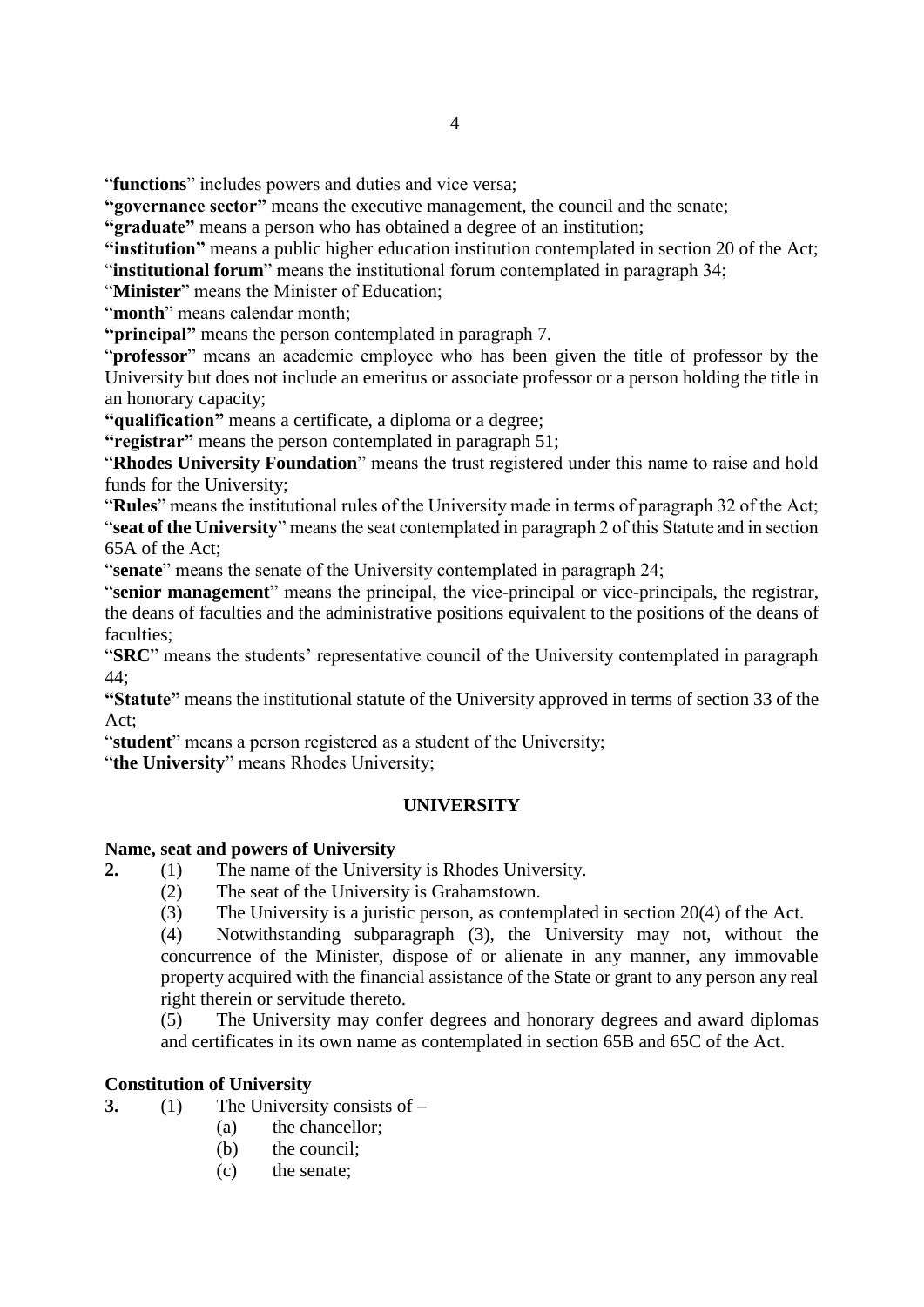"**functions**" includes powers and duties and vice versa;

**"governance sector"** means the executive management, the council and the senate;

**"graduate"** means a person who has obtained a degree of an institution;

**"institution"** means a public higher education institution contemplated in section 20 of the Act;

"**institutional forum**" means the institutional forum contemplated in paragraph 34;

"**Minister**" means the Minister of Education;

"**month**" means calendar month;

**"principal"** means the person contemplated in paragraph 7.

"**professor**" means an academic employee who has been given the title of professor by the University but does not include an emeritus or associate professor or a person holding the title in an honorary capacity;

**"qualification"** means a certificate, a diploma or a degree;

**"registrar"** means the person contemplated in paragraph 51;

"**Rhodes University Foundation**" means the trust registered under this name to raise and hold funds for the University;

"**Rules**" means the institutional rules of the University made in terms of paragraph 32 of the Act;

"**seat of the University**" means the seat contemplated in paragraph 2 of this Statute and in section 65A of the Act;

"**senate**" means the senate of the University contemplated in paragraph 24;

"**senior management**" means the principal, the vice-principal or vice-principals, the registrar, the deans of faculties and the administrative positions equivalent to the positions of the deans of faculties;

"**SRC**" means the students' representative council of the University contemplated in paragraph 44;

**"Statute"** means the institutional statute of the University approved in terms of section 33 of the Act;

"**student**" means a person registered as a student of the University;

"**the University**" means Rhodes University;

## UNIVERSITY

### Name, seat and powers of University

**2.** (1) The name of the University is Rhodes University.

(2) The seat of the University is Grahamstown.

(3) The University is a juristic person, as contemplated in section 20(4) of the Act.

(4) Notwithstanding subparagraph (3), the University may not, without the concurrence of the Minister, dispose of or alienate in any manner, any immovable property acquired with the financial assistance of the State or grant to any person any real right therein or servitude thereto.

(5) The University may confer degrees and honorary degrees and award diplomas and certificates in its own name as contemplated in section 65B and 65C of the Act.

### Constitution of University

**3.** (1) The University consists of –

(a) the chancellor;

(b) the council;

(c) the senate;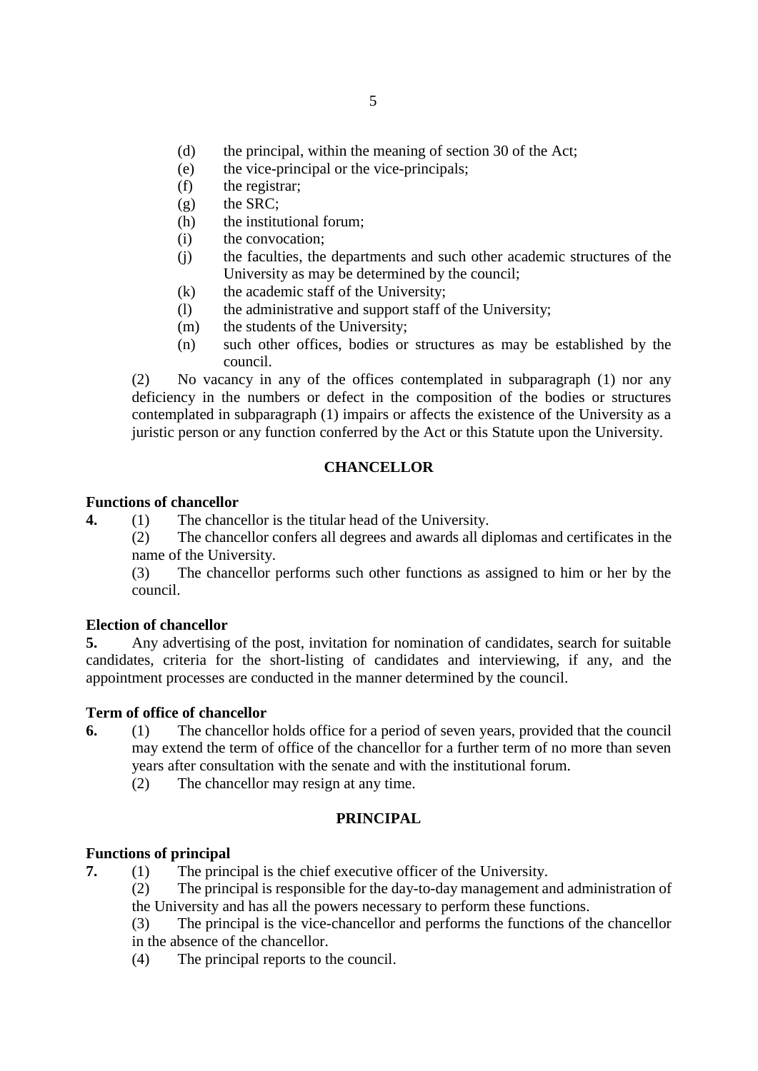(d) the principal, within the meaning of section 30 of the Act;
(e) the vice-principal or the vice-principals;
(f) the registrar;
(g) the SRC;
(h) the institutional forum;
(i) the convocation;
(j) the faculties, the departments and such other academic structures of the University as may be determined by the council;
(k) the academic staff of the University;
(l) the administrative and support staff of the University;
(m) the students of the University;
(n) such other offices, bodies or structures as may be established by the council.

(2) No vacancy in any of the offices contemplated in subparagraph (1) nor any deficiency in the numbers or defect in the composition of the bodies or structures contemplated in subparagraph (1) impairs or affects the existence of the University as a juristic person or any function conferred by the Act or this Statute upon the University.

## CHANCELLOR

**Functions of chancellor**

**4.** (1) The chancellor is the titular head of the University.

(2) The chancellor confers all degrees and awards all diplomas and certificates in the name of the University.

(3) The chancellor performs such other functions as assigned to him or her by the council.

**Election of chancellor**

**5.** Any advertising of the post, invitation for nomination of candidates, search for suitable candidates, criteria for the short-listing of candidates and interviewing, if any, and the appointment processes are conducted in the manner determined by the council.

**Term of office of chancellor**

**6.** (1) The chancellor holds office for a period of seven years, provided that the council may extend the term of office of the chancellor for a further term of no more than seven years after consultation with the senate and with the institutional forum.

(2) The chancellor may resign at any time.

## PRINCIPAL

**Functions of principal**

**7.** (1) The principal is the chief executive officer of the University.

(2) The principal is responsible for the day-to-day management and administration of the University and has all the powers necessary to perform these functions.

(3) The principal is the vice-chancellor and performs the functions of the chancellor in the absence of the chancellor.

(4) The principal reports to the council.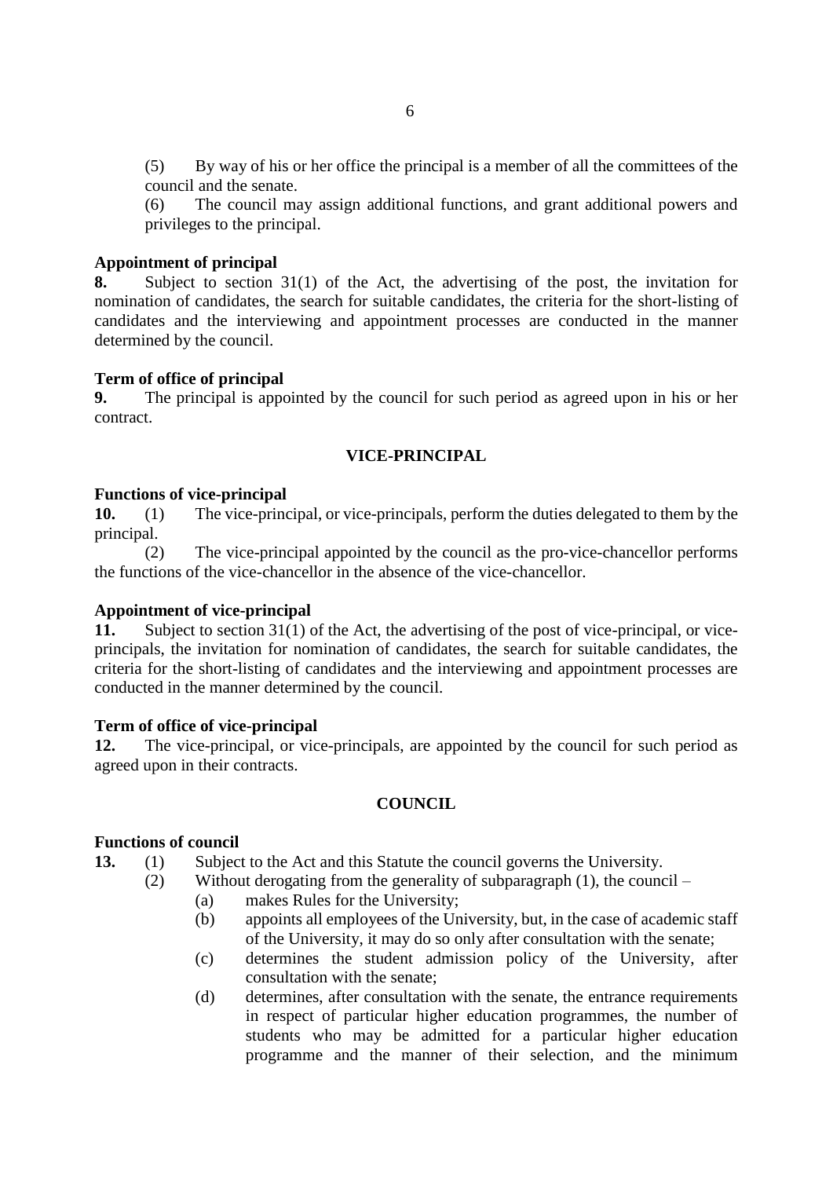(5) By way of his or her office the principal is a member of all the committees of the council and the senate.

(6) The council may assign additional functions, and grant additional powers and privileges to the principal.

**Appointment of principal**

**8.** Subject to section 31(1) of the Act, the advertising of the post, the invitation for nomination of candidates, the search for suitable candidates, the criteria for the short-listing of candidates and the interviewing and appointment processes are conducted in the manner determined by the council.

**Term of office of principal**

**9.** The principal is appointed by the council for such period as agreed upon in his or her contract.

## VICE-PRINCIPAL

**Functions of vice-principal**

**10.** (1) The vice-principal, or vice-principals, perform the duties delegated to them by the principal.

(2) The vice-principal appointed by the council as the pro-vice-chancellor performs the functions of the vice-chancellor in the absence of the vice-chancellor.

**Appointment of vice-principal**

**11.** Subject to section 31(1) of the Act, the advertising of the post of vice-principal, or vice-principals, the invitation for nomination of candidates, the search for suitable candidates, the criteria for the short-listing of candidates and the interviewing and appointment processes are conducted in the manner determined by the council.

**Term of office of vice-principal**

**12.** The vice-principal, or vice-principals, are appointed by the council for such period as agreed upon in their contracts.

## COUNCIL

**Functions of council**

**13.** (1) Subject to the Act and this Statute the council governs the University.

(2) Without derogating from the generality of subparagraph (1), the council –

- (a) makes Rules for the University;
- (b) appoints all employees of the University, but, in the case of academic staff of the University, it may do so only after consultation with the senate;
- (c) determines the student admission policy of the University, after consultation with the senate;
- (d) determines, after consultation with the senate, the entrance requirements in respect of particular higher education programmes, the number of students who may be admitted for a particular higher education programme and the manner of their selection, and the minimum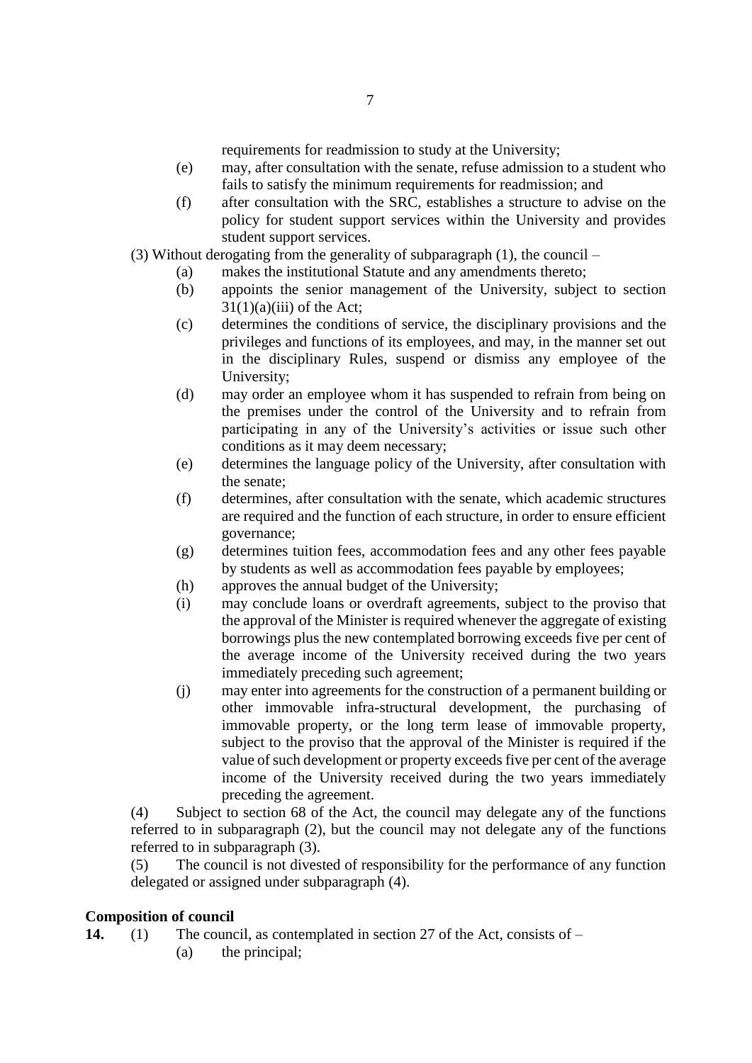requirements for readmission to study at the University;

(e) may, after consultation with the senate, refuse admission to a student who fails to satisfy the minimum requirements for readmission; and

(f) after consultation with the SRC, establishes a structure to advise on the policy for student support services within the University and provides student support services.

(3) Without derogating from the generality of subparagraph (1), the council –

(a) makes the institutional Statute and any amendments thereto;

(b) appoints the senior management of the University, subject to section 31(1)(a)(iii) of the Act;

(c) determines the conditions of service, the disciplinary provisions and the privileges and functions of its employees, and may, in the manner set out in the disciplinary Rules, suspend or dismiss any employee of the University;

(d) may order an employee whom it has suspended to refrain from being on the premises under the control of the University and to refrain from participating in any of the University's activities or issue such other conditions as it may deem necessary;

(e) determines the language policy of the University, after consultation with the senate;

(f) determines, after consultation with the senate, which academic structures are required and the function of each structure, in order to ensure efficient governance;

(g) determines tuition fees, accommodation fees and any other fees payable by students as well as accommodation fees payable by employees;

(h) approves the annual budget of the University;

(i) may conclude loans or overdraft agreements, subject to the proviso that the approval of the Minister is required whenever the aggregate of existing borrowings plus the new contemplated borrowing exceeds five per cent of the average income of the University received during the two years immediately preceding such agreement;

(j) may enter into agreements for the construction of a permanent building or other immovable infra-structural development, the purchasing of immovable property, or the long term lease of immovable property, subject to the proviso that the approval of the Minister is required if the value of such development or property exceeds five per cent of the average income of the University received during the two years immediately preceding the agreement.

(4) Subject to section 68 of the Act, the council may delegate any of the functions referred to in subparagraph (2), but the council may not delegate any of the functions referred to in subparagraph (3).

(5) The council is not divested of responsibility for the performance of any function delegated or assigned under subparagraph (4).

**Composition of council**

**14.** (1) The council, as contemplated in section 27 of the Act, consists of –

(a) the principal;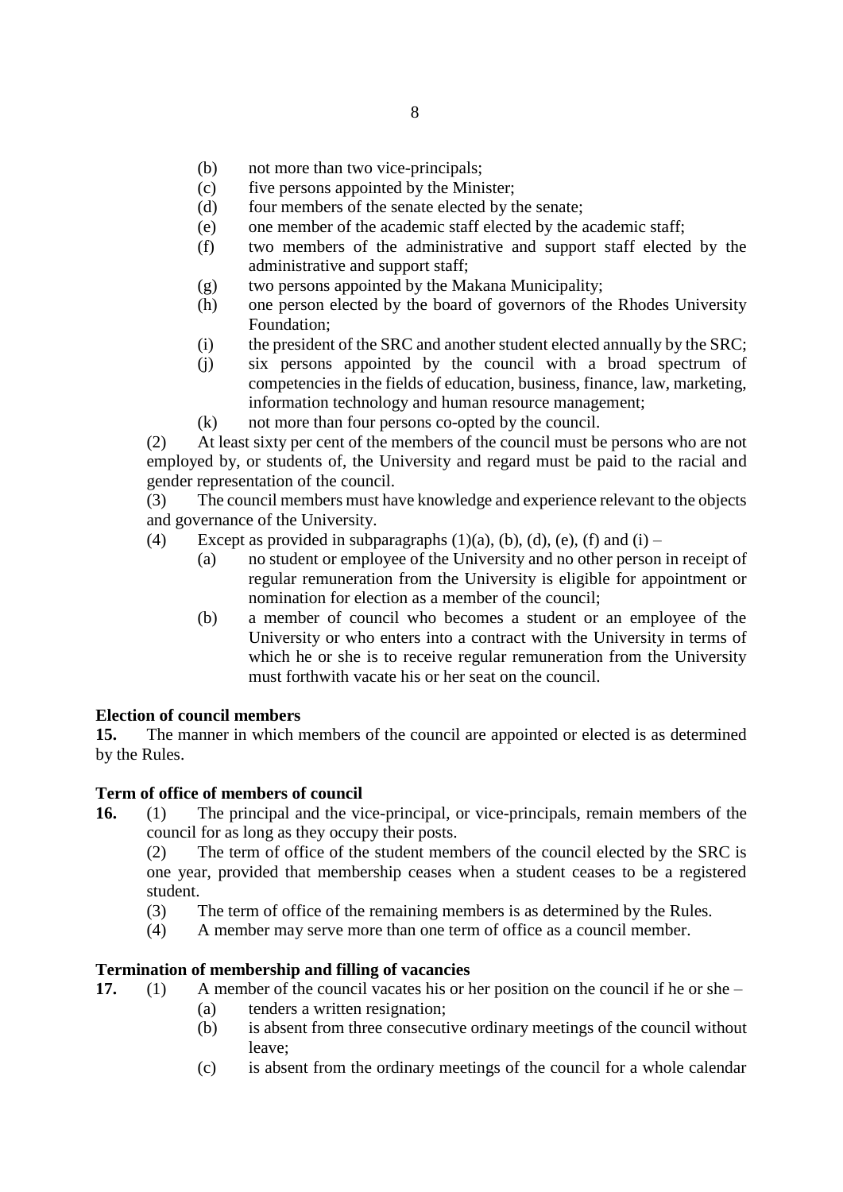(b) not more than two vice-principals;
(c) five persons appointed by the Minister;
(d) four members of the senate elected by the senate;
(e) one member of the academic staff elected by the academic staff;
(f) two members of the administrative and support staff elected by the administrative and support staff;
(g) two persons appointed by the Makana Municipality;
(h) one person elected by the board of governors of the Rhodes University Foundation;
(i) the president of the SRC and another student elected annually by the SRC;
(j) six persons appointed by the council with a broad spectrum of competencies in the fields of education, business, finance, law, marketing, information technology and human resource management;
(k) not more than four persons co-opted by the council.

(2) At least sixty per cent of the members of the council must be persons who are not employed by, or students of, the University and regard must be paid to the racial and gender representation of the council.

(3) The council members must have knowledge and experience relevant to the objects and governance of the University.

(4) Except as provided in subparagraphs (1)(a), (b), (d), (e), (f) and (i) –

(a) no student or employee of the University and no other person in receipt of regular remuneration from the University is eligible for appointment or nomination for election as a member of the council;
(b) a member of council who becomes a student or an employee of the University or who enters into a contract with the University in terms of which he or she is to receive regular remuneration from the University must forthwith vacate his or her seat on the council.

**Election of council members**

**15.** The manner in which members of the council are appointed or elected is as determined by the Rules.

**Term of office of members of council**

**16.** (1) The principal and the vice-principal, or vice-principals, remain members of the council for as long as they occupy their posts.

(2) The term of office of the student members of the council elected by the SRC is one year, provided that membership ceases when a student ceases to be a registered student.

(3) The term of office of the remaining members is as determined by the Rules.

(4) A member may serve more than one term of office as a council member.

**Termination of membership and filling of vacancies**

**17.** (1) A member of the council vacates his or her position on the council if he or she –

(a) tenders a written resignation;
(b) is absent from three consecutive ordinary meetings of the council without leave;
(c) is absent from the ordinary meetings of the council for a whole calendar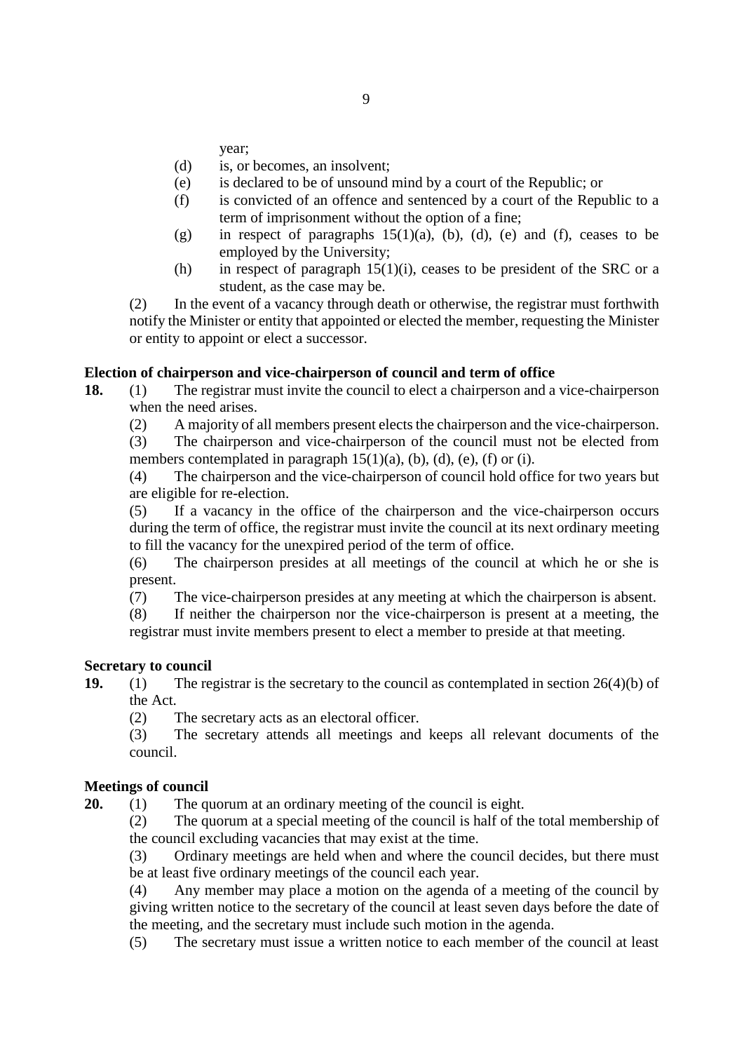year;

(d) is, or becomes, an insolvent;

(e) is declared to be of unsound mind by a court of the Republic; or

(f) is convicted of an offence and sentenced by a court of the Republic to a term of imprisonment without the option of a fine;

(g) in respect of paragraphs 15(1)(a), (b), (d), (e) and (f), ceases to be employed by the University;

(h) in respect of paragraph 15(1)(i), ceases to be president of the SRC or a student, as the case may be.

(2) In the event of a vacancy through death or otherwise, the registrar must forthwith notify the Minister or entity that appointed or elected the member, requesting the Minister or entity to appoint or elect a successor.

**Election of chairperson and vice-chairperson of council and term of office**

**18.** (1) The registrar must invite the council to elect a chairperson and a vice-chairperson when the need arises.

(2) A majority of all members present elects the chairperson and the vice-chairperson.

(3) The chairperson and vice-chairperson of the council must not be elected from members contemplated in paragraph 15(1)(a), (b), (d), (e), (f) or (i).

(4) The chairperson and the vice-chairperson of council hold office for two years but are eligible for re-election.

(5) If a vacancy in the office of the chairperson and the vice-chairperson occurs during the term of office, the registrar must invite the council at its next ordinary meeting to fill the vacancy for the unexpired period of the term of office.

(6) The chairperson presides at all meetings of the council at which he or she is present.

(7) The vice-chairperson presides at any meeting at which the chairperson is absent.

(8) If neither the chairperson nor the vice-chairperson is present at a meeting, the registrar must invite members present to elect a member to preside at that meeting.

**Secretary to council**

**19.** (1) The registrar is the secretary to the council as contemplated in section 26(4)(b) of the Act.

(2) The secretary acts as an electoral officer.

(3) The secretary attends all meetings and keeps all relevant documents of the council.

**Meetings of council**

**20.** (1) The quorum at an ordinary meeting of the council is eight.

(2) The quorum at a special meeting of the council is half of the total membership of the council excluding vacancies that may exist at the time.

(3) Ordinary meetings are held when and where the council decides, but there must be at least five ordinary meetings of the council each year.

(4) Any member may place a motion on the agenda of a meeting of the council by giving written notice to the secretary of the council at least seven days before the date of the meeting, and the secretary must include such motion in the agenda.

(5) The secretary must issue a written notice to each member of the council at least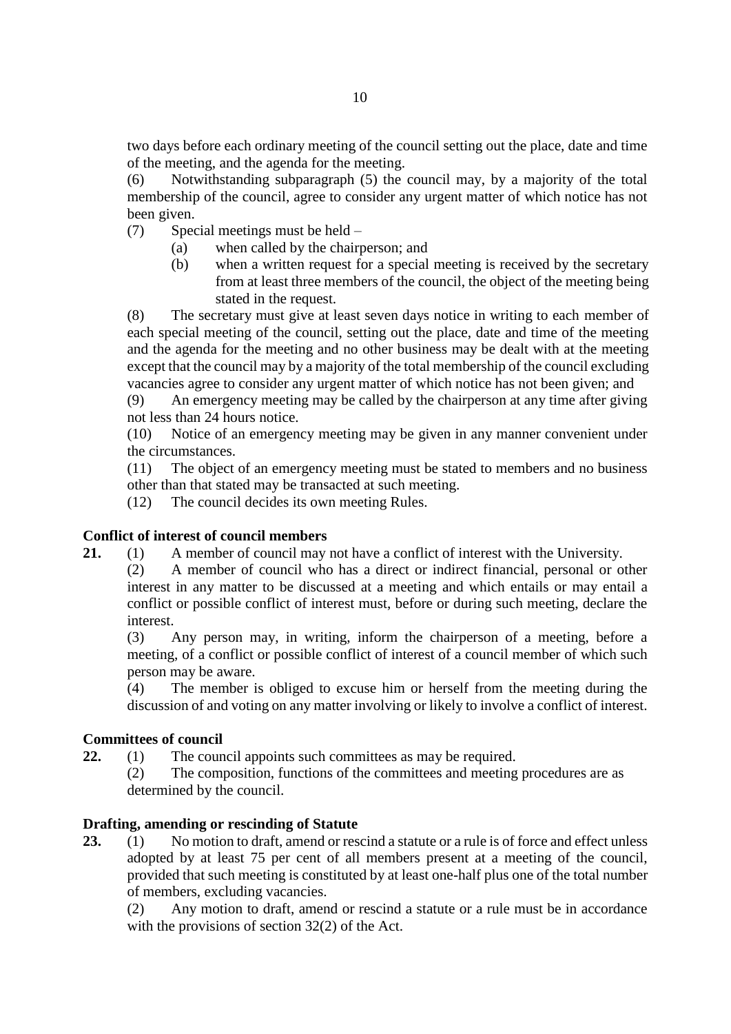two days before each ordinary meeting of the council setting out the place, date and time of the meeting, and the agenda for the meeting.

(6) Notwithstanding subparagraph (5) the council may, by a majority of the total membership of the council, agree to consider any urgent matter of which notice has not been given.

(7) Special meetings must be held –

- (a) when called by the chairperson; and
- (b) when a written request for a special meeting is received by the secretary from at least three members of the council, the object of the meeting being stated in the request.

(8) The secretary must give at least seven days notice in writing to each member of each special meeting of the council, setting out the place, date and time of the meeting and the agenda for the meeting and no other business may be dealt with at the meeting except that the council may by a majority of the total membership of the council excluding vacancies agree to consider any urgent matter of which notice has not been given; and

(9) An emergency meeting may be called by the chairperson at any time after giving not less than 24 hours notice.

(10) Notice of an emergency meeting may be given in any manner convenient under the circumstances.

(11) The object of an emergency meeting must be stated to members and no business other than that stated may be transacted at such meeting.

(12) The council decides its own meeting Rules.

**Conflict of interest of council members**

**21.** (1) A member of council may not have a conflict of interest with the University.

(2) A member of council who has a direct or indirect financial, personal or other interest in any matter to be discussed at a meeting and which entails or may entail a conflict or possible conflict of interest must, before or during such meeting, declare the interest.

(3) Any person may, in writing, inform the chairperson of a meeting, before a meeting, of a conflict or possible conflict of interest of a council member of which such person may be aware.

(4) The member is obliged to excuse him or herself from the meeting during the discussion of and voting on any matter involving or likely to involve a conflict of interest.

**Committees of council**

**22.** (1) The council appoints such committees as may be required.

(2) The composition, functions of the committees and meeting procedures are as determined by the council.

**Drafting, amending or rescinding of Statute**

**23.** (1) No motion to draft, amend or rescind a statute or a rule is of force and effect unless adopted by at least 75 per cent of all members present at a meeting of the council, provided that such meeting is constituted by at least one-half plus one of the total number of members, excluding vacancies.

(2) Any motion to draft, amend or rescind a statute or a rule must be in accordance with the provisions of section 32(2) of the Act.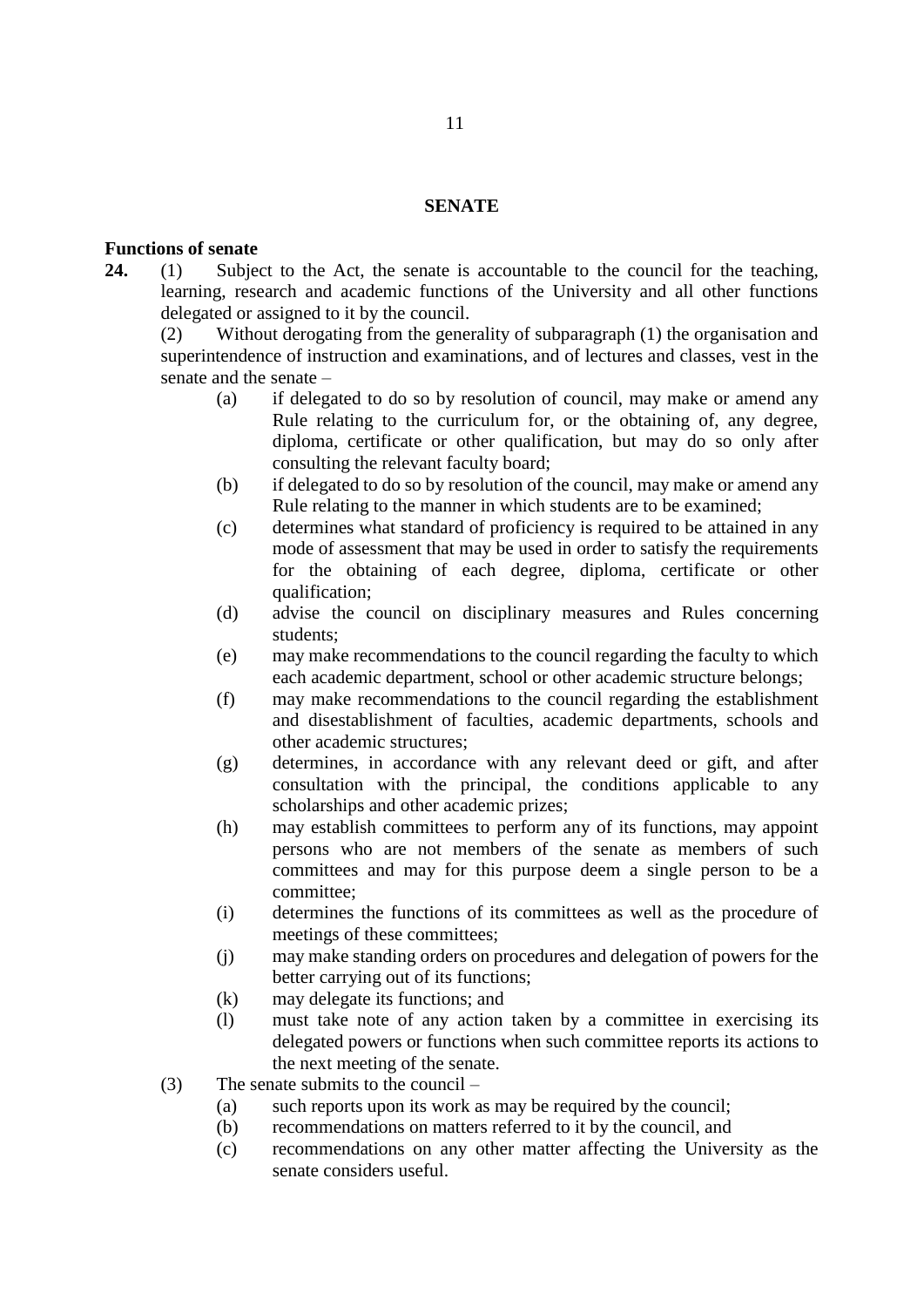## SENATE

**Functions of senate**

**24.** (1) Subject to the Act, the senate is accountable to the council for the teaching, learning, research and academic functions of the University and all other functions delegated or assigned to it by the council.

(2) Without derogating from the generality of subparagraph (1) the organisation and superintendence of instruction and examinations, and of lectures and classes, vest in the senate and the senate –

- (a) if delegated to do so by resolution of council, may make or amend any Rule relating to the curriculum for, or the obtaining of, any degree, diploma, certificate or other qualification, but may do so only after consulting the relevant faculty board;
- (b) if delegated to do so by resolution of the council, may make or amend any Rule relating to the manner in which students are to be examined;
- (c) determines what standard of proficiency is required to be attained in any mode of assessment that may be used in order to satisfy the requirements for the obtaining of each degree, diploma, certificate or other qualification;
- (d) advise the council on disciplinary measures and Rules concerning students;
- (e) may make recommendations to the council regarding the faculty to which each academic department, school or other academic structure belongs;
- (f) may make recommendations to the council regarding the establishment and disestablishment of faculties, academic departments, schools and other academic structures;
- (g) determines, in accordance with any relevant deed or gift, and after consultation with the principal, the conditions applicable to any scholarships and other academic prizes;
- (h) may establish committees to perform any of its functions, may appoint persons who are not members of the senate as members of such committees and may for this purpose deem a single person to be a committee;
- (i) determines the functions of its committees as well as the procedure of meetings of these committees;
- (j) may make standing orders on procedures and delegation of powers for the better carrying out of its functions;
- (k) may delegate its functions; and
- (l) must take note of any action taken by a committee in exercising its delegated powers or functions when such committee reports its actions to the next meeting of the senate.

(3) The senate submits to the council –

- (a) such reports upon its work as may be required by the council;
- (b) recommendations on matters referred to it by the council, and
- (c) recommendations on any other matter affecting the University as the senate considers useful.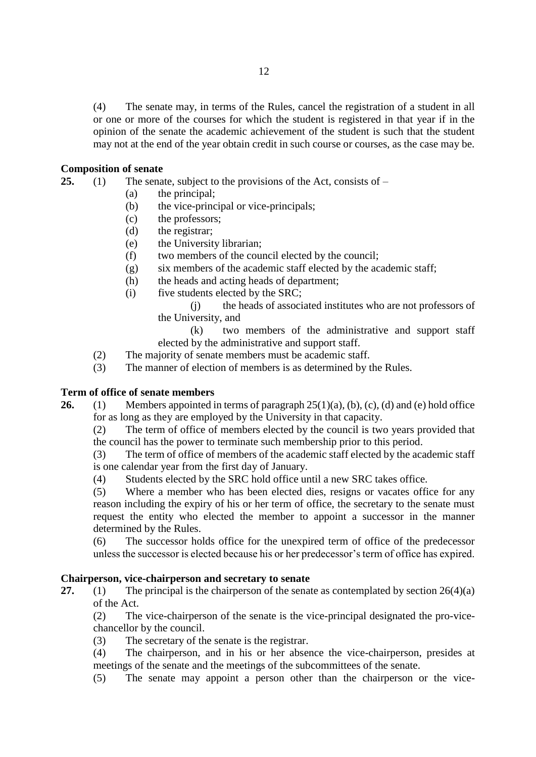(4) The senate may, in terms of the Rules, cancel the registration of a student in all or one or more of the courses for which the student is registered in that year if in the opinion of the senate the academic achievement of the student is such that the student may not at the end of the year obtain credit in such course or courses, as the case may be.

**Composition of senate**

**25.** (1) The senate, subject to the provisions of the Act, consists of –

(a) the principal;
(b) the vice-principal or vice-principals;
(c) the professors;
(d) the registrar;
(e) the University librarian;
(f) two members of the council elected by the council;
(g) six members of the academic staff elected by the academic staff;
(h) the heads and acting heads of department;
(i) five students elected by the SRC;
(j) the heads of associated institutes who are not professors of the University, and
(k) two members of the administrative and support staff elected by the administrative and support staff.

(2) The majority of senate members must be academic staff.

(3) The manner of election of members is as determined by the Rules.

**Term of office of senate members**

**26.** (1) Members appointed in terms of paragraph 25(1)(a), (b), (c), (d) and (e) hold office for as long as they are employed by the University in that capacity.

(2) The term of office of members elected by the council is two years provided that the council has the power to terminate such membership prior to this period.

(3) The term of office of members of the academic staff elected by the academic staff is one calendar year from the first day of January.

(4) Students elected by the SRC hold office until a new SRC takes office.

(5) Where a member who has been elected dies, resigns or vacates office for any reason including the expiry of his or her term of office, the secretary to the senate must request the entity who elected the member to appoint a successor in the manner determined by the Rules.

(6) The successor holds office for the unexpired term of office of the predecessor unless the successor is elected because his or her predecessor's term of office has expired.

**Chairperson, vice-chairperson and secretary to senate**

**27.** (1) The principal is the chairperson of the senate as contemplated by section 26(4)(a) of the Act.

(2) The vice-chairperson of the senate is the vice-principal designated the pro-vice-chancellor by the council.

(3) The secretary of the senate is the registrar.

(4) The chairperson, and in his or her absence the vice-chairperson, presides at meetings of the senate and the meetings of the subcommittees of the senate.

(5) The senate may appoint a person other than the chairperson or the vice-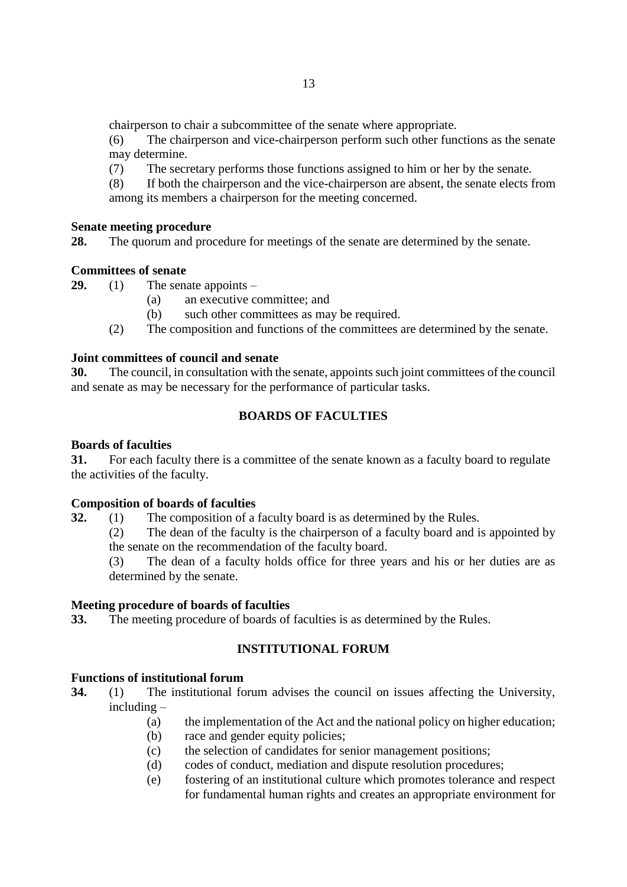chairperson to chair a subcommittee of the senate where appropriate.

(6) The chairperson and vice-chairperson perform such other functions as the senate may determine.

(7) The secretary performs those functions assigned to him or her by the senate.

(8) If both the chairperson and the vice-chairperson are absent, the senate elects from among its members a chairperson for the meeting concerned.

**Senate meeting procedure**

**28.** The quorum and procedure for meetings of the senate are determined by the senate.

**Committees of senate**

**29.** (1) The senate appoints –

(a) an executive committee; and

(b) such other committees as may be required.

(2) The composition and functions of the committees are determined by the senate.

**Joint committees of council and senate**

**30.** The council, in consultation with the senate, appoints such joint committees of the council and senate as may be necessary for the performance of particular tasks.

## BOARDS OF FACULTIES

**Boards of faculties**

**31.** For each faculty there is a committee of the senate known as a faculty board to regulate the activities of the faculty.

**Composition of boards of faculties**

**32.** (1) The composition of a faculty board is as determined by the Rules.

(2) The dean of the faculty is the chairperson of a faculty board and is appointed by the senate on the recommendation of the faculty board.

(3) The dean of a faculty holds office for three years and his or her duties are as determined by the senate.

**Meeting procedure of boards of faculties**

**33.** The meeting procedure of boards of faculties is as determined by the Rules.

## INSTITUTIONAL FORUM

**Functions of institutional forum**

**34.** (1) The institutional forum advises the council on issues affecting the University, including –

(a) the implementation of the Act and the national policy on higher education;

(b) race and gender equity policies;

(c) the selection of candidates for senior management positions;

(d) codes of conduct, mediation and dispute resolution procedures;

(e) fostering of an institutional culture which promotes tolerance and respect for fundamental human rights and creates an appropriate environment for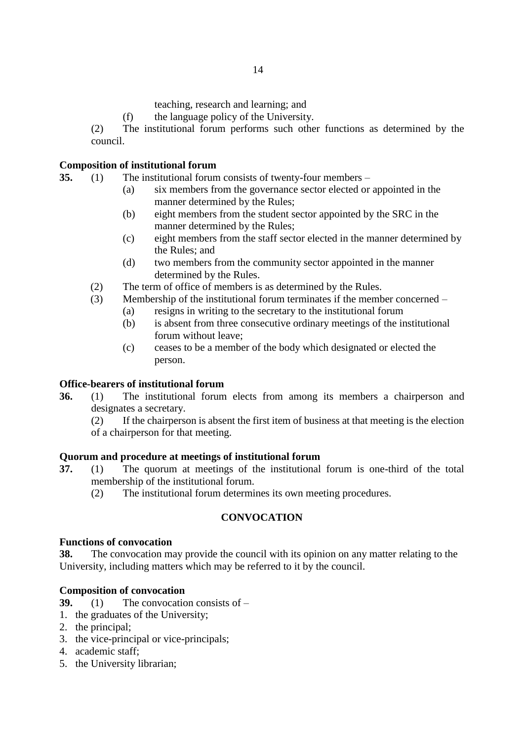teaching, research and learning; and

(f) the language policy of the University.

(2) The institutional forum performs such other functions as determined by the council.

**Composition of institutional forum**

**35.** (1) The institutional forum consists of twenty-four members –

- (a) six members from the governance sector elected or appointed in the manner determined by the Rules;
- (b) eight members from the student sector appointed by the SRC in the manner determined by the Rules;
- (c) eight members from the staff sector elected in the manner determined by the Rules; and
- (d) two members from the community sector appointed in the manner determined by the Rules.

(2) The term of office of members is as determined by the Rules.

(3) Membership of the institutional forum terminates if the member concerned –

- (a) resigns in writing to the secretary to the institutional forum
- (b) is absent from three consecutive ordinary meetings of the institutional forum without leave;
- (c) ceases to be a member of the body which designated or elected the person.

**Office-bearers of institutional forum**

**36.** (1) The institutional forum elects from among its members a chairperson and designates a secretary.

(2) If the chairperson is absent the first item of business at that meeting is the election of a chairperson for that meeting.

**Quorum and procedure at meetings of institutional forum**

**37.** (1) The quorum at meetings of the institutional forum is one-third of the total membership of the institutional forum.

(2) The institutional forum determines its own meeting procedures.

## CONVOCATION

**Functions of convocation**

**38.** The convocation may provide the council with its opinion on any matter relating to the University, including matters which may be referred to it by the council.

**Composition of convocation**

**39.** (1) The convocation consists of –

1. the graduates of the University;
2. the principal;
3. the vice-principal or vice-principals;
4. academic staff;
5. the University librarian;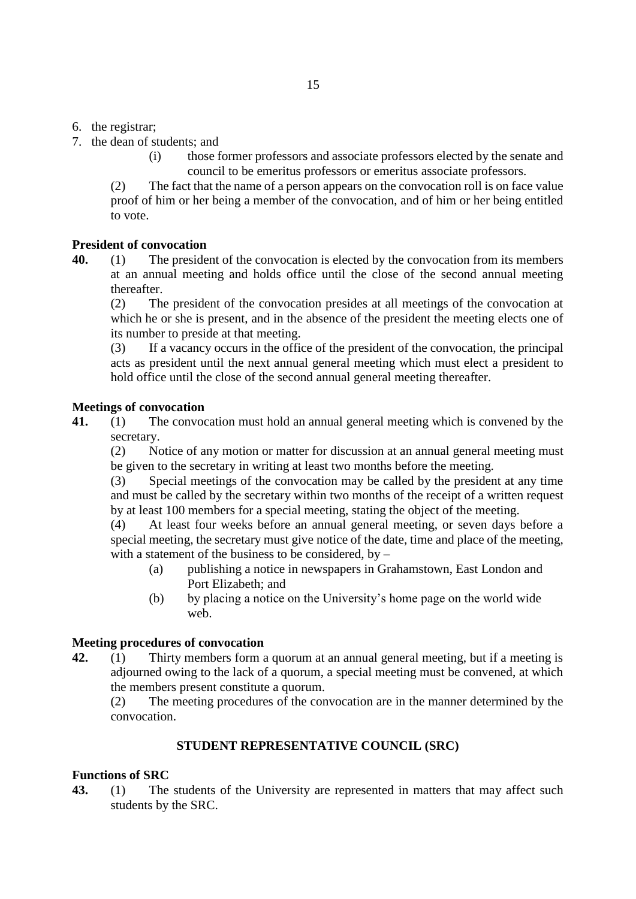6. the registrar;
7. the dean of students; and

   (i) those former professors and associate professors elected by the senate and council to be emeritus professors or emeritus associate professors.

(2) The fact that the name of a person appears on the convocation roll is on face value proof of him or her being a member of the convocation, and of him or her being entitled to vote.

**President of convocation**

**40.** (1) The president of the convocation is elected by the convocation from its members at an annual meeting and holds office until the close of the second annual meeting thereafter.

(2) The president of the convocation presides at all meetings of the convocation at which he or she is present, and in the absence of the president the meeting elects one of its number to preside at that meeting.

(3) If a vacancy occurs in the office of the president of the convocation, the principal acts as president until the next annual general meeting which must elect a president to hold office until the close of the second annual general meeting thereafter.

**Meetings of convocation**

**41.** (1) The convocation must hold an annual general meeting which is convened by the secretary.

(2) Notice of any motion or matter for discussion at an annual general meeting must be given to the secretary in writing at least two months before the meeting.

(3) Special meetings of the convocation may be called by the president at any time and must be called by the secretary within two months of the receipt of a written request by at least 100 members for a special meeting, stating the object of the meeting.

(4) At least four weeks before an annual general meeting, or seven days before a special meeting, the secretary must give notice of the date, time and place of the meeting, with a statement of the business to be considered, by –

   (a) publishing a notice in newspapers in Grahamstown, East London and Port Elizabeth; and

   (b) by placing a notice on the University's home page on the world wide web.

**Meeting procedures of convocation**

**42.** (1) Thirty members form a quorum at an annual general meeting, but if a meeting is adjourned owing to the lack of a quorum, a special meeting must be convened, at which the members present constitute a quorum.

(2) The meeting procedures of the convocation are in the manner determined by the convocation.

## STUDENT REPRESENTATIVE COUNCIL (SRC)

**Functions of SRC**

**43.** (1) The students of the University are represented in matters that may affect such students by the SRC.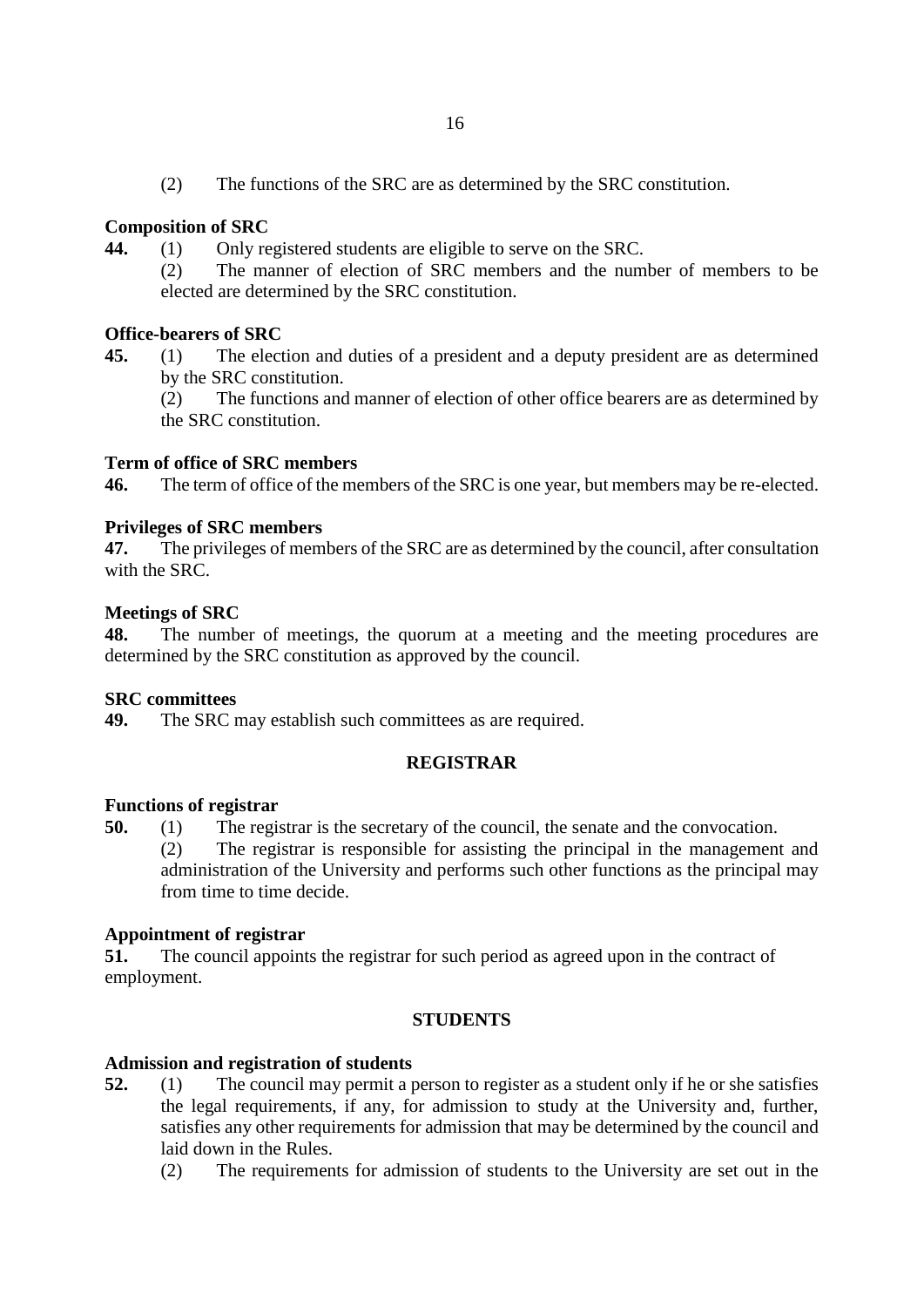(2) The functions of the SRC are as determined by the SRC constitution.

**Composition of SRC**

**44.** (1) Only registered students are eligible to serve on the SRC.

(2) The manner of election of SRC members and the number of members to be elected are determined by the SRC constitution.

**Office-bearers of SRC**

**45.** (1) The election and duties of a president and a deputy president are as determined by the SRC constitution.

(2) The functions and manner of election of other office bearers are as determined by the SRC constitution.

**Term of office of SRC members**

**46.** The term of office of the members of the SRC is one year, but members may be re-elected.

**Privileges of SRC members**

**47.** The privileges of members of the SRC are as determined by the council, after consultation with the SRC.

**Meetings of SRC**

**48.** The number of meetings, the quorum at a meeting and the meeting procedures are determined by the SRC constitution as approved by the council.

**SRC committees**

**49.** The SRC may establish such committees as are required.

## REGISTRAR

**Functions of registrar**

**50.** (1) The registrar is the secretary of the council, the senate and the convocation.

(2) The registrar is responsible for assisting the principal in the management and administration of the University and performs such other functions as the principal may from time to time decide.

**Appointment of registrar**

**51.** The council appoints the registrar for such period as agreed upon in the contract of employment.

## STUDENTS

**Admission and registration of students**

**52.** (1) The council may permit a person to register as a student only if he or she satisfies the legal requirements, if any, for admission to study at the University and, further, satisfies any other requirements for admission that may be determined by the council and laid down in the Rules.

(2) The requirements for admission of students to the University are set out in the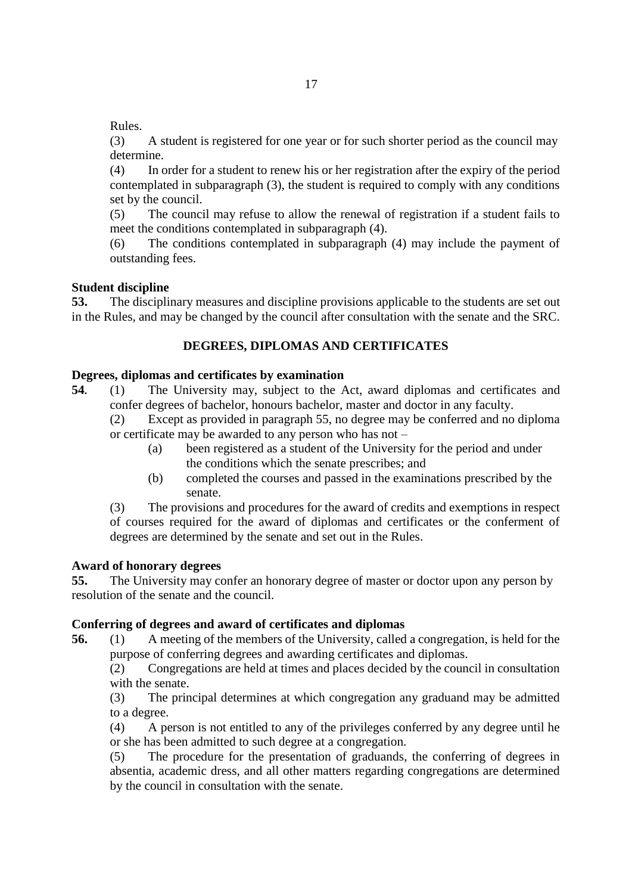Rules.

(3) A student is registered for one year or for such shorter period as the council may determine.

(4) In order for a student to renew his or her registration after the expiry of the period contemplated in subparagraph (3), the student is required to comply with any conditions set by the council.

(5) The council may refuse to allow the renewal of registration if a student fails to meet the conditions contemplated in subparagraph (4).

(6) The conditions contemplated in subparagraph (4) may include the payment of outstanding fees.

**Student discipline**

**53.** The disciplinary measures and discipline provisions applicable to the students are set out in the Rules, and may be changed by the council after consultation with the senate and the SRC.

## DEGREES, DIPLOMAS AND CERTIFICATES

**Degrees, diplomas and certificates by examination**

**54**. (1) The University may, subject to the Act, award diplomas and certificates and confer degrees of bachelor, honours bachelor, master and doctor in any faculty.

(2) Except as provided in paragraph 55, no degree may be conferred and no diploma or certificate may be awarded to any person who has not –

- (a) been registered as a student of the University for the period and under the conditions which the senate prescribes; and
- (b) completed the courses and passed in the examinations prescribed by the senate.

(3) The provisions and procedures for the award of credits and exemptions in respect of courses required for the award of diplomas and certificates or the conferment of degrees are determined by the senate and set out in the Rules.

**Award of honorary degrees**

**55.** The University may confer an honorary degree of master or doctor upon any person by resolution of the senate and the council.

**Conferring of degrees and award of certificates and diplomas**

**56.** (1) A meeting of the members of the University, called a congregation, is held for the purpose of conferring degrees and awarding certificates and diplomas.

(2) Congregations are held at times and places decided by the council in consultation with the senate.

(3) The principal determines at which congregation any graduand may be admitted to a degree.

(4) A person is not entitled to any of the privileges conferred by any degree until he or she has been admitted to such degree at a congregation.

(5) The procedure for the presentation of graduands, the conferring of degrees in absentia, academic dress, and all other matters regarding congregations are determined by the council in consultation with the senate.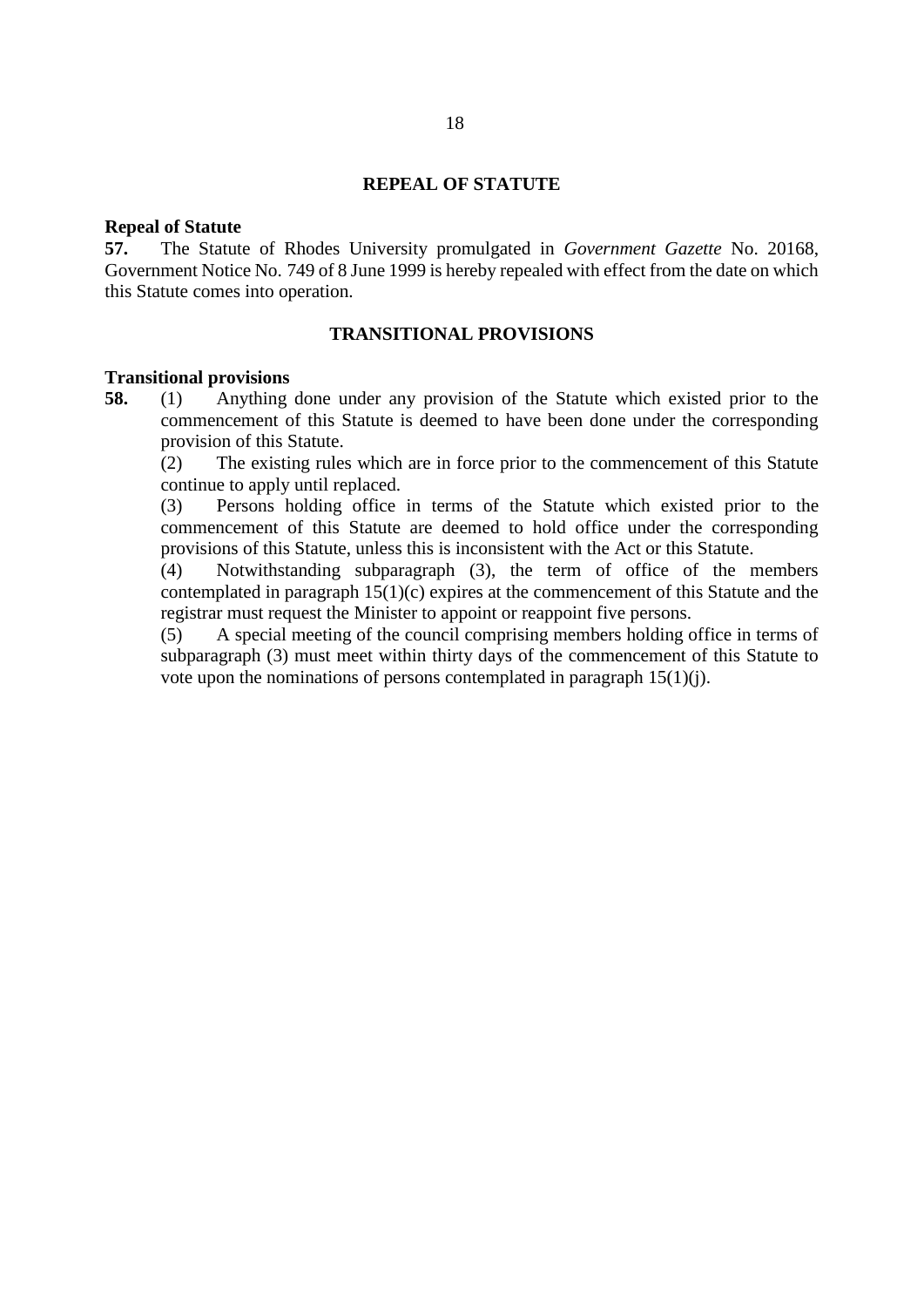## REPEAL OF STATUTE

**Repeal of Statute**

**57.** The Statute of Rhodes University promulgated in *Government Gazette* No. 20168, Government Notice No. 749 of 8 June 1999 is hereby repealed with effect from the date on which this Statute comes into operation.

## TRANSITIONAL PROVISIONS

**Transitional provisions**

**58.** (1) Anything done under any provision of the Statute which existed prior to the commencement of this Statute is deemed to have been done under the corresponding provision of this Statute.

(2) The existing rules which are in force prior to the commencement of this Statute continue to apply until replaced.

(3) Persons holding office in terms of the Statute which existed prior to the commencement of this Statute are deemed to hold office under the corresponding provisions of this Statute, unless this is inconsistent with the Act or this Statute.

(4) Notwithstanding subparagraph (3), the term of office of the members contemplated in paragraph 15(1)(c) expires at the commencement of this Statute and the registrar must request the Minister to appoint or reappoint five persons.

(5) A special meeting of the council comprising members holding office in terms of subparagraph (3) must meet within thirty days of the commencement of this Statute to vote upon the nominations of persons contemplated in paragraph 15(1)(j).